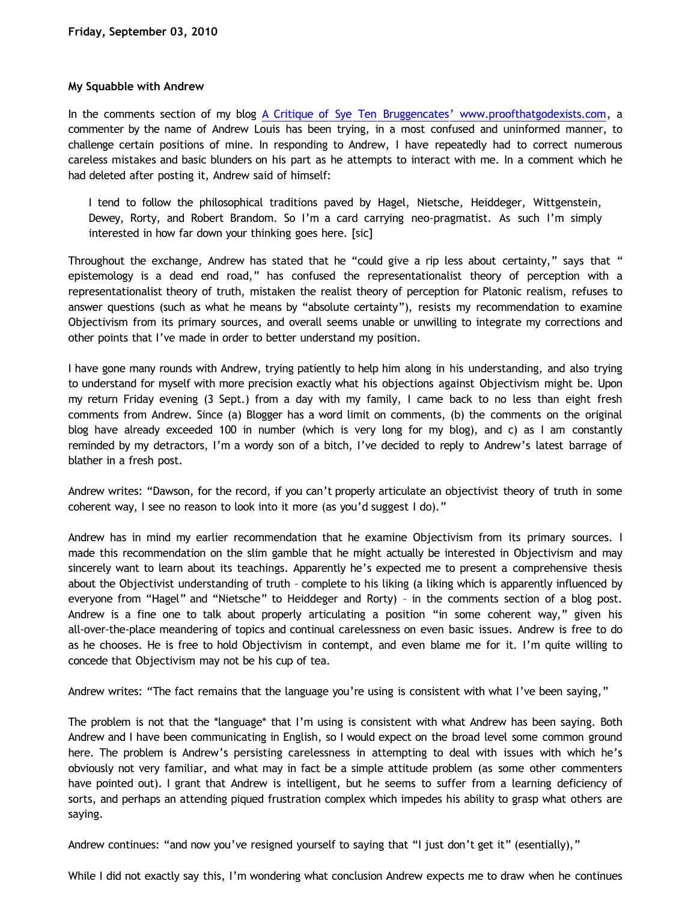**Friday, September 03, 2010**

**My Squabble with Andrew**

In the comments section of my blog A Critique of Sye Ten Bruggencates' www.proofthatgodexists.com, a commenter by the name of Andrew Louis has been trying, in a most confused and uninformed manner, to challenge certain positions of mine. In responding to Andrew, I have repeatedly had to correct numerous careless mistakes and basic blunders on his part as he attempts to interact with me. In a comment which he had deleted after posting it, Andrew said of himself:

> I tend to follow the philosophical traditions paved by Hagel, Nietsche, Heidegger, Wittgenstein, Dewey, Rorty, and Robert Brandom. So I'm a card carrying neo-pragmatist. As such I'm simply interested in how far down your thinking goes here. [sic]

Throughout the exchange, Andrew has stated that he "could give a rip less about certainty," says that " epistemology is a dead end road," has confused the representationalist theory of perception with a representationalist theory of truth, mistaken the realist theory of perception for Platonic realism, refuses to answer questions (such as what he means by "absolute certainty"), resists my recommendation to examine Objectivism from its primary sources, and overall seems unable or unwilling to integrate my corrections and other points that I've made in order to better understand my position.

I have gone many rounds with Andrew, trying patiently to help him along in his understanding, and also trying to understand for myself with more precision exactly what his objections against Objectivism might be. Upon my return Friday evening (3 Sept.) from a day with my family, I came back to no less than eight fresh comments from Andrew. Since (a) Blogger has a word limit on comments, (b) the comments on the original blog have already exceeded 100 in number (which is very long for my blog), and c) as I am constantly reminded by my detractors, I'm a wordy son of a bitch, I've decided to reply to Andrew's latest barrage of blather in a fresh post.

Andrew writes: "Dawson, for the record, if you can't properly articulate an objectivist theory of truth in some coherent way, I see no reason to look into it more (as you'd suggest I do)."

Andrew has in mind my earlier recommendation that he examine Objectivism from its primary sources. I made this recommendation on the slim gamble that he might actually be interested in Objectivism and may sincerely want to learn about its teachings. Apparently he's expected me to present a comprehensive thesis about the Objectivist understanding of truth – complete to his liking (a liking which is apparently influenced by everyone from "Hagel" and "Nietsche" to Heidegger and Rorty) – in the comments section of a blog post. Andrew is a fine one to talk about properly articulating a position "in some coherent way," given his all-over-the-place meandering of topics and continual carelessness on even basic issues. Andrew is free to do as he chooses. He is free to hold Objectivism in contempt, and even blame me for it. I'm quite willing to concede that Objectivism may not be his cup of tea.

Andrew writes: "The fact remains that the language you're using is consistent with what I've been saying,"

The problem is not that the *language* that I'm using is consistent with what Andrew has been saying. Both Andrew and I have been communicating in English, so I would expect on the broad level some common ground here. The problem is Andrew's persisting carelessness in attempting to deal with issues with which he's obviously not very familiar, and what may in fact be a simple attitude problem (as some other commenters have pointed out). I grant that Andrew is intelligent, but he seems to suffer from a learning deficiency of sorts, and perhaps an attending piqued frustration complex which impedes his ability to grasp what others are saying.

Andrew continues: "and now you've resigned yourself to saying that "I just don't get it" (esentially),"

While I did not exactly say this, I'm wondering what conclusion Andrew expects me to draw when he continues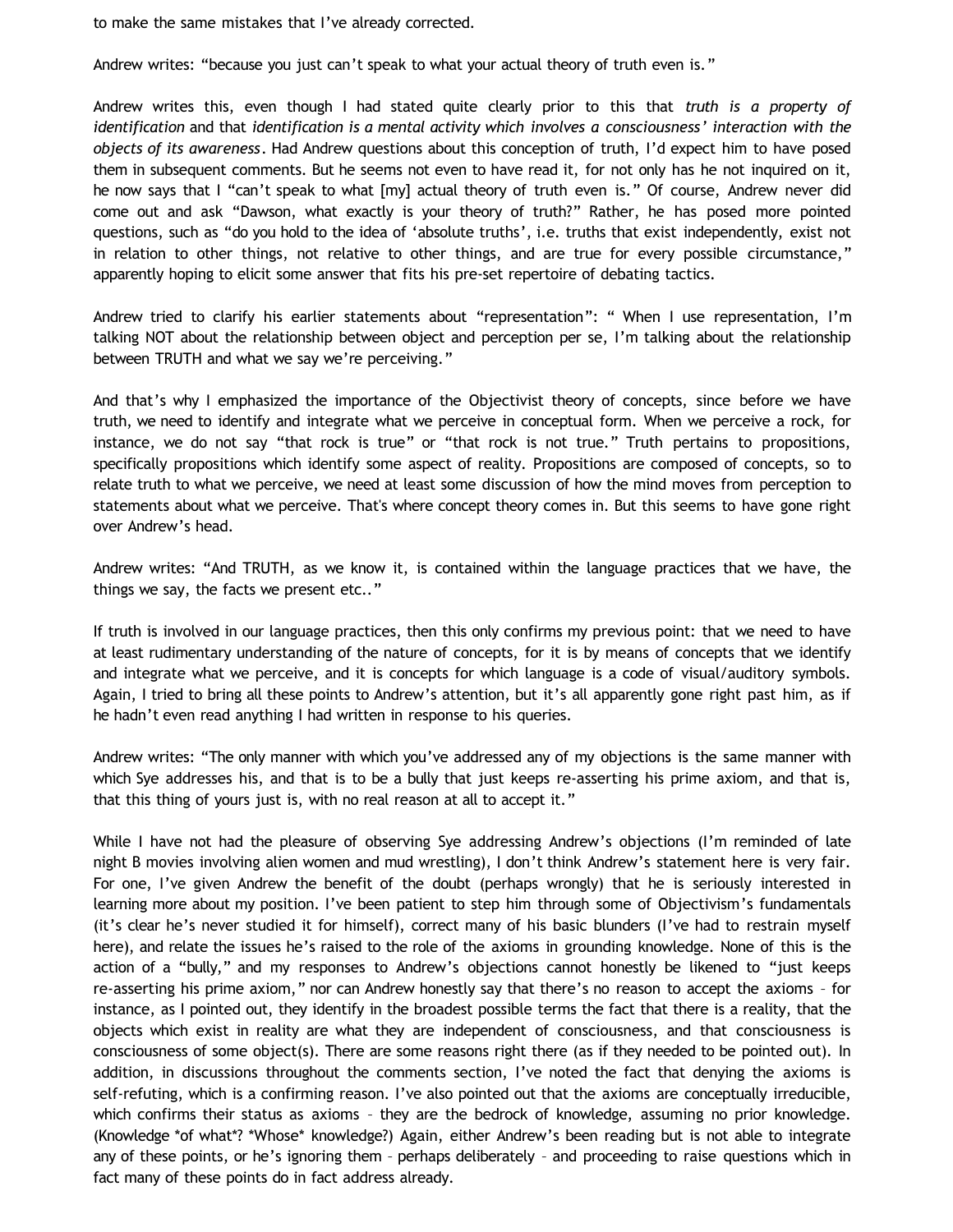to make the same mistakes that I've already corrected.

Andrew writes: "because you just can't speak to what your actual theory of truth even is."

Andrew writes this, even though I had stated quite clearly prior to this that *truth is a property of identification* and that *identification is a mental activity which involves a consciousness' interaction with the objects of its awareness*. Had Andrew questions about this conception of truth, I'd expect him to have posed them in subsequent comments. But he seems not even to have read it, for not only has he not inquired on it, he now says that I "can't speak to what [my] actual theory of truth even is." Of course, Andrew never did come out and ask "Dawson, what exactly is your theory of truth?" Rather, he has posed more pointed questions, such as "do you hold to the idea of 'absolute truths', i.e. truths that exist independently, exist not in relation to other things, not relative to other things, and are true for every possible circumstance," apparently hoping to elicit some answer that fits his pre-set repertoire of debating tactics.

Andrew tried to clarify his earlier statements about "representation": " When I use representation, I'm talking NOT about the relationship between object and perception per se, I'm talking about the relationship between TRUTH and what we say we're perceiving."

And that's why I emphasized the importance of the Objectivist theory of concepts, since before we have truth, we need to identify and integrate what we perceive in conceptual form. When we perceive a rock, for instance, we do not say "that rock is true" or "that rock is not true." Truth pertains to propositions, specifically propositions which identify some aspect of reality. Propositions are composed of concepts, so to relate truth to what we perceive, we need at least some discussion of how the mind moves from perception to statements about what we perceive. That's where concept theory comes in. But this seems to have gone right over Andrew's head.

Andrew writes: "And TRUTH, as we know it, is contained within the language practices that we have, the things we say, the facts we present etc.."

If truth is involved in our language practices, then this only confirms my previous point: that we need to have at least rudimentary understanding of the nature of concepts, for it is by means of concepts that we identify and integrate what we perceive, and it is concepts for which language is a code of visual/auditory symbols. Again, I tried to bring all these points to Andrew's attention, but it's all apparently gone right past him, as if he hadn't even read anything I had written in response to his queries.

Andrew writes: "The only manner with which you've addressed any of my objections is the same manner with which Sye addresses his, and that is to be a bully that just keeps re-asserting his prime axiom, and that is, that this thing of yours just is, with no real reason at all to accept it."

While I have not had the pleasure of observing Sye addressing Andrew's objections (I'm reminded of late night B movies involving alien women and mud wrestling), I don't think Andrew's statement here is very fair. For one, I've given Andrew the benefit of the doubt (perhaps wrongly) that he is seriously interested in learning more about my position. I've been patient to step him through some of Objectivism's fundamentals (it's clear he's never studied it for himself), correct many of his basic blunders (I've had to restrain myself here), and relate the issues he's raised to the role of the axioms in grounding knowledge. None of this is the action of a "bully," and my responses to Andrew's objections cannot honestly be likened to "just keeps re-asserting his prime axiom," nor can Andrew honestly say that there's no reason to accept the axioms – for instance, as I pointed out, they identify in the broadest possible terms the fact that there is a reality, that the objects which exist in reality are what they are independent of consciousness, and that consciousness is consciousness of some object(s). There are some reasons right there (as if they needed to be pointed out). In addition, in discussions throughout the comments section, I've noted the fact that denying the axioms is self-refuting, which is a confirming reason. I've also pointed out that the axioms are conceptually irreducible, which confirms their status as axioms – they are the bedrock of knowledge, assuming no prior knowledge. (Knowledge *of what*? *Whose* knowledge?) Again, either Andrew's been reading but is not able to integrate any of these points, or he's ignoring them – perhaps deliberately – and proceeding to raise questions which in fact many of these points do in fact address already.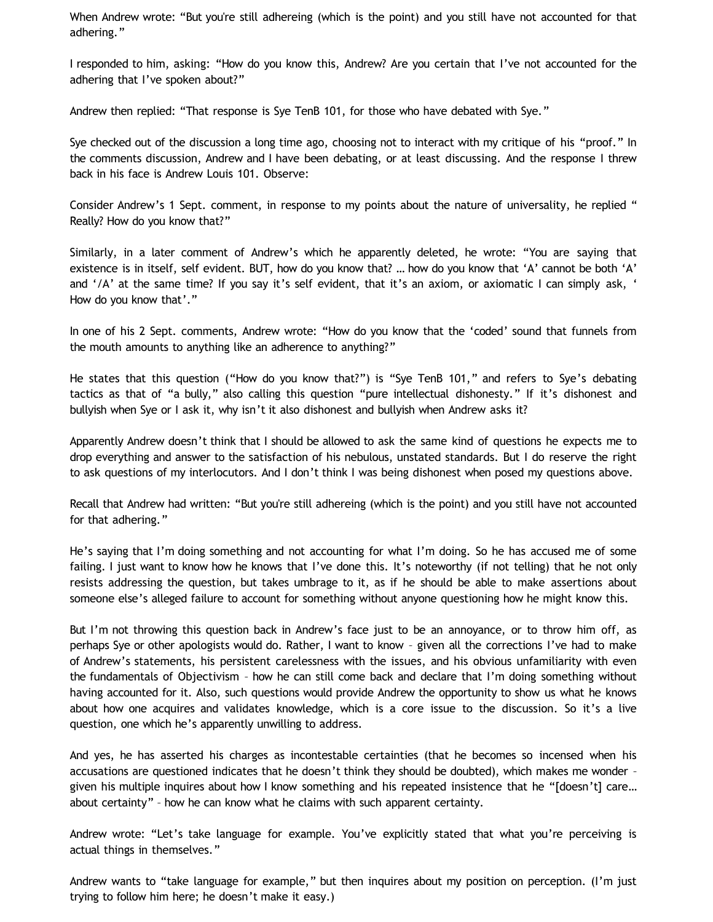When Andrew wrote: "But you're still adhereing (which is the point) and you still have not accounted for that adhering."

I responded to him, asking: "How do you know this, Andrew? Are you certain that I've not accounted for the adhering that I've spoken about?"

Andrew then replied: "That response is Sye TenB 101, for those who have debated with Sye."

Sye checked out of the discussion a long time ago, choosing not to interact with my critique of his "proof." In the comments discussion, Andrew and I have been debating, or at least discussing. And the response I threw back in his face is Andrew Louis 101. Observe:

Consider Andrew's 1 Sept. comment, in response to my points about the nature of universality, he replied " Really? How do you know that?"

Similarly, in a later comment of Andrew's which he apparently deleted, he wrote: "You are saying that existence is in itself, self evident. BUT, how do you know that? … how do you know that 'A' cannot be both 'A' and '/A' at the same time? If you say it's self evident, that it's an axiom, or axiomatic I can simply ask, ' How do you know that'."

In one of his 2 Sept. comments, Andrew wrote: "How do you know that the 'coded' sound that funnels from the mouth amounts to anything like an adherence to anything?"

He states that this question ("How do you know that?") is "Sye TenB 101," and refers to Sye's debating tactics as that of "a bully," also calling this question "pure intellectual dishonesty." If it's dishonest and bullyish when Sye or I ask it, why isn't it also dishonest and bullyish when Andrew asks it?

Apparently Andrew doesn't think that I should be allowed to ask the same kind of questions he expects me to drop everything and answer to the satisfaction of his nebulous, unstated standards. But I do reserve the right to ask questions of my interlocutors. And I don't think I was being dishonest when posed my questions above.

Recall that Andrew had written: "But you're still adhereing (which is the point) and you still have not accounted for that adhering."

He's saying that I'm doing something and not accounting for what I'm doing. So he has accused me of some failing. I just want to know how he knows that I've done this. It's noteworthy (if not telling) that he not only resists addressing the question, but takes umbrage to it, as if he should be able to make assertions about someone else's alleged failure to account for something without anyone questioning how he might know this.

But I'm not throwing this question back in Andrew's face just to be an annoyance, or to throw him off, as perhaps Sye or other apologists would do. Rather, I want to know – given all the corrections I've had to make of Andrew's statements, his persistent carelessness with the issues, and his obvious unfamiliarity with even the fundamentals of Objectivism – how he can still come back and declare that I'm doing something without having accounted for it. Also, such questions would provide Andrew the opportunity to show us what he knows about how one acquires and validates knowledge, which is a core issue to the discussion. So it's a live question, one which he's apparently unwilling to address.

And yes, he has asserted his charges as incontestable certainties (that he becomes so incensed when his accusations are questioned indicates that he doesn't think they should be doubted), which makes me wonder – given his multiple inquires about how I know something and his repeated insistence that he "[doesn't] care… about certainty" – how he can know what he claims with such apparent certainty.

Andrew wrote: "Let's take language for example. You've explicitly stated that what you're perceiving is actual things in themselves."

Andrew wants to "take language for example," but then inquires about my position on perception. (I'm just trying to follow him here; he doesn't make it easy.)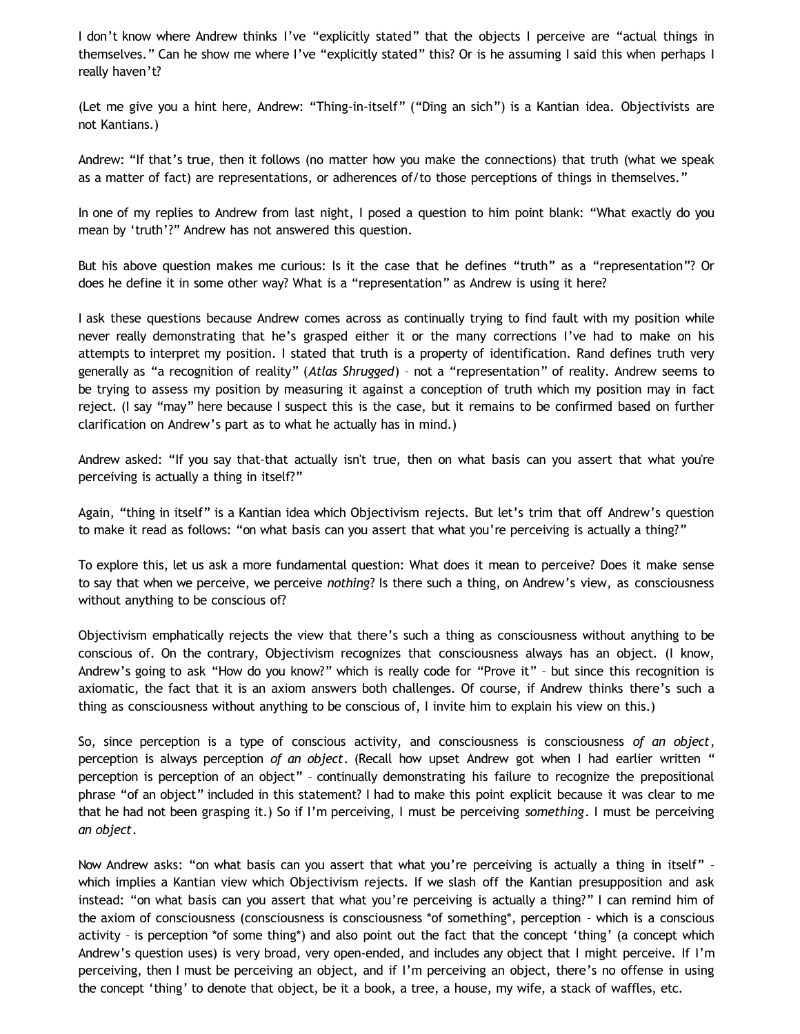I don't know where Andrew thinks I've "explicitly stated" that the objects I perceive are "actual things in themselves." Can he show me where I've "explicitly stated" this? Or is he assuming I said this when perhaps I really haven't?

(Let me give you a hint here, Andrew: "Thing-in-itself" ("Ding an sich") is a Kantian idea. Objectivists are not Kantians.)

Andrew: "If that's true, then it follows (no matter how you make the connections) that truth (what we speak as a matter of fact) are representations, or adherences of/to those perceptions of things in themselves."

In one of my replies to Andrew from last night, I posed a question to him point blank: "What exactly do you mean by 'truth'?" Andrew has not answered this question.

But his above question makes me curious: Is it the case that he defines "truth" as a "representation"? Or does he define it in some other way? What is a "representation" as Andrew is using it here?

I ask these questions because Andrew comes across as continually trying to find fault with my position while never really demonstrating that he's grasped either it or the many corrections I've had to make on his attempts to interpret my position. I stated that truth is a property of identification. Rand defines truth very generally as "a recognition of reality" (*Atlas Shrugged*) – not a "representation" of reality. Andrew seems to be trying to assess my position by measuring it against a conception of truth which my position may in fact reject. (I say "may" here because I suspect this is the case, but it remains to be confirmed based on further clarification on Andrew's part as to what he actually has in mind.)

Andrew asked: "If you say that-that actually isn't true, then on what basis can you assert that what you're perceiving is actually a thing in itself?"

Again, "thing in itself" is a Kantian idea which Objectivism rejects. But let's trim that off Andrew's question to make it read as follows: "on what basis can you assert that what you're perceiving is actually a thing?"

To explore this, let us ask a more fundamental question: What does it mean to perceive? Does it make sense to say that when we perceive, we perceive *nothing*? Is there such a thing, on Andrew's view, as consciousness without anything to be conscious of?

Objectivism emphatically rejects the view that there's such a thing as consciousness without anything to be conscious of. On the contrary, Objectivism recognizes that consciousness always has an object. (I know, Andrew's going to ask "How do you know?" which is really code for "Prove it" – but since this recognition is axiomatic, the fact that it is an axiom answers both challenges. Of course, if Andrew thinks there's such a thing as consciousness without anything to be conscious of, I invite him to explain his view on this.)

So, since perception is a type of conscious activity, and consciousness is consciousness *of an object*, perception is always perception *of an object*. (Recall how upset Andrew got when I had earlier written " perception is perception of an object" – continually demonstrating his failure to recognize the prepositional phrase "of an object" included in this statement? I had to make this point explicit because it was clear to me that he had not been grasping it.) So if I'm perceiving, I must be perceiving *something*. I must be perceiving *an object*.

Now Andrew asks: "on what basis can you assert that what you're perceiving is actually a thing in itself" – which implies a Kantian view which Objectivism rejects. If we slash off the Kantian presupposition and ask instead: "on what basis can you assert that what you're perceiving is actually a thing?" I can remind him of the axiom of consciousness (consciousness is consciousness *of something*, perception – which is a conscious activity – is perception *of some thing*) and also point out the fact that the concept 'thing' (a concept which Andrew's question uses) is very broad, very open-ended, and includes any object that I might perceive. If I'm perceiving, then I must be perceiving an object, and if I'm perceiving an object, there's no offense in using the concept 'thing' to denote that object, be it a book, a tree, a house, my wife, a stack of waffles, etc.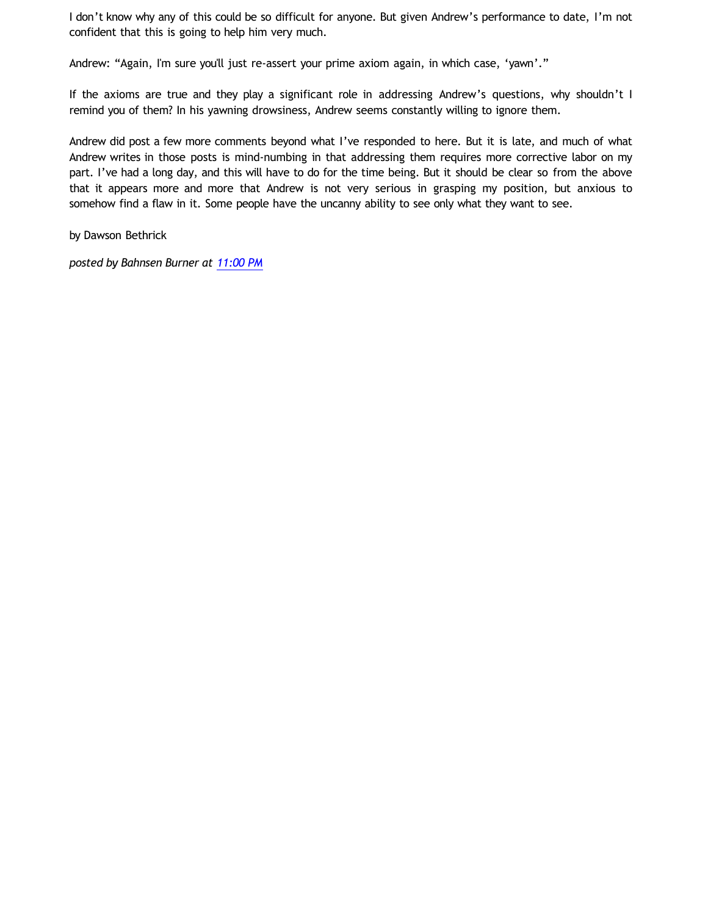I don’t know why any of this could be so difficult for anyone. But given Andrew’s performance to date, I’m not confident that this is going to help him very much.

Andrew: “Again, I'm sure you'll just re-assert your prime axiom again, in which case, ‘yawn’.”

If the axioms are true and they play a significant role in addressing Andrew’s questions, why shouldn’t I remind you of them? In his yawning drowsiness, Andrew seems constantly willing to ignore them.

Andrew did post a few more comments beyond what I’ve responded to here. But it is late, and much of what Andrew writes in those posts is mind-numbing in that addressing them requires more corrective labor on my part. I’ve had a long day, and this will have to do for the time being. But it should be clear so from the above that it appears more and more that Andrew is not very serious in grasping my position, but anxious to somehow find a flaw in it. Some people have the uncanny ability to see only what they want to see.

by Dawson Bethrick

*posted by Bahnsen Burner at 11:00 PM*